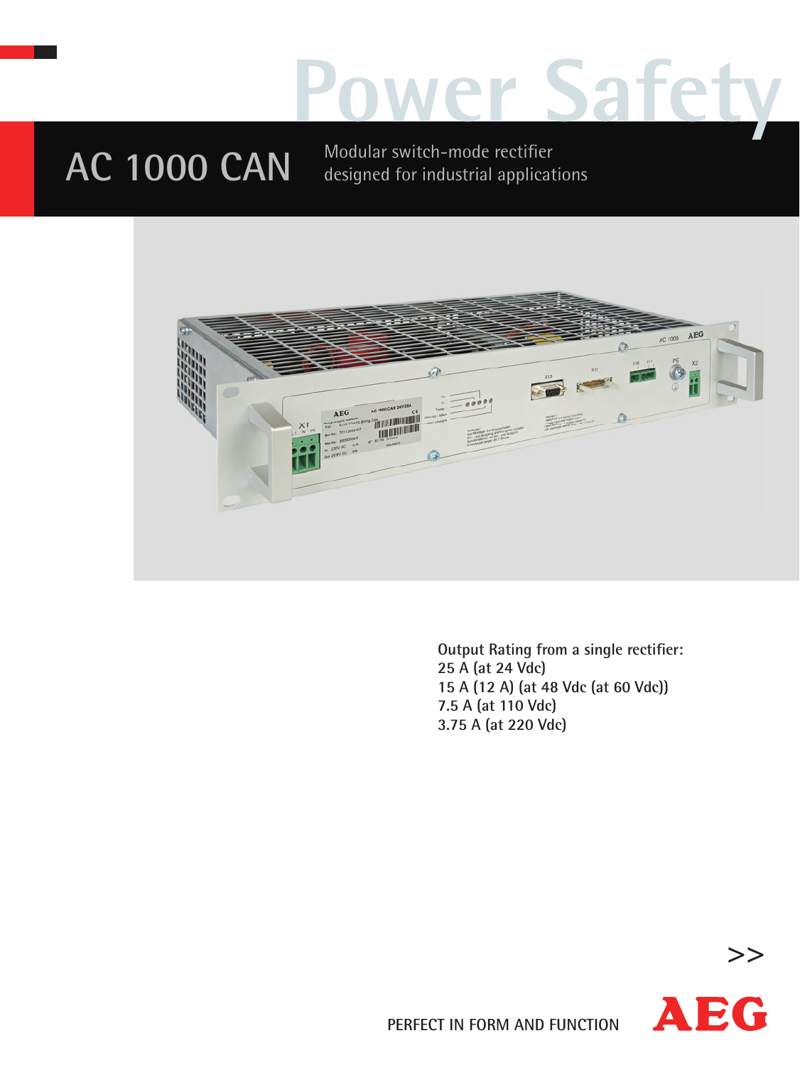# Power Safety

## AC 1000 CAN

Modular switch-mode rectifier
designed for industrial applications

Output Rating from a single rectifier:
25 A (at 24 Vdc)
15 A (12 A) (at 48 Vdc (at 60 Vdc))
7.5 A (at 110 Vdc)
3.75 A (at 220 Vdc)

>>

PERFECT IN FORM AND FUNCTION

AEG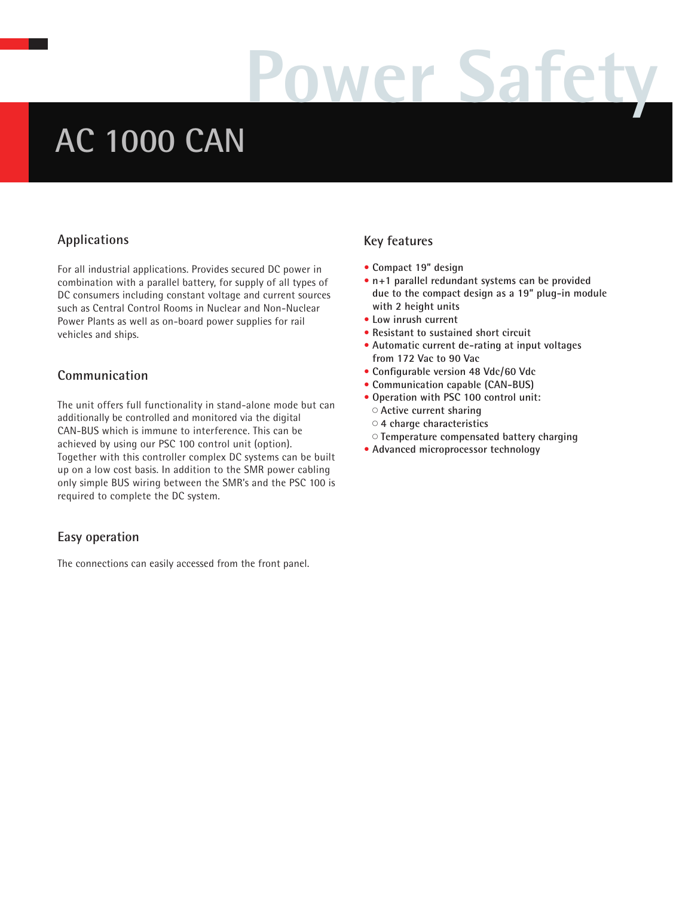Power Safety

# AC 1000 CAN

## Applications

For all industrial applications. Provides secured DC power in combination with a parallel battery, for supply of all types of DC consumers including constant voltage and current sources such as Central Control Rooms in Nuclear and Non-Nuclear Power Plants as well as on-board power supplies for rail vehicles and ships.

## Communication

The unit offers full functionality in stand-alone mode but can additionally be controlled and monitored via the digital CAN-BUS which is immune to interference. This can be achieved by using our PSC 100 control unit (option). Together with this controller complex DC systems can be built up on a low cost basis. In addition to the SMR power cabling only simple BUS wiring between the SMR's and the PSC 100 is required to complete the DC system.

## Easy operation

The connections can easily accessed from the front panel.

## Key features

- **Compact 19" design**
- **n+1 parallel redundant systems can be provided due to the compact design as a 19" plug-in module with 2 height units**
- **Low inrush current**
- **Resistant to sustained short circuit**
- **Automatic current de-rating at input voltages from 172 Vac to 90 Vac**
- **Configurable version 48 Vdc/60 Vdc**
- **Communication capable (CAN-BUS)**
- **Operation with PSC 100 control unit:**
  - **Active current sharing**
  - **4 charge characteristics**
  - **Temperature compensated battery charging**
- **Advanced microprocessor technology**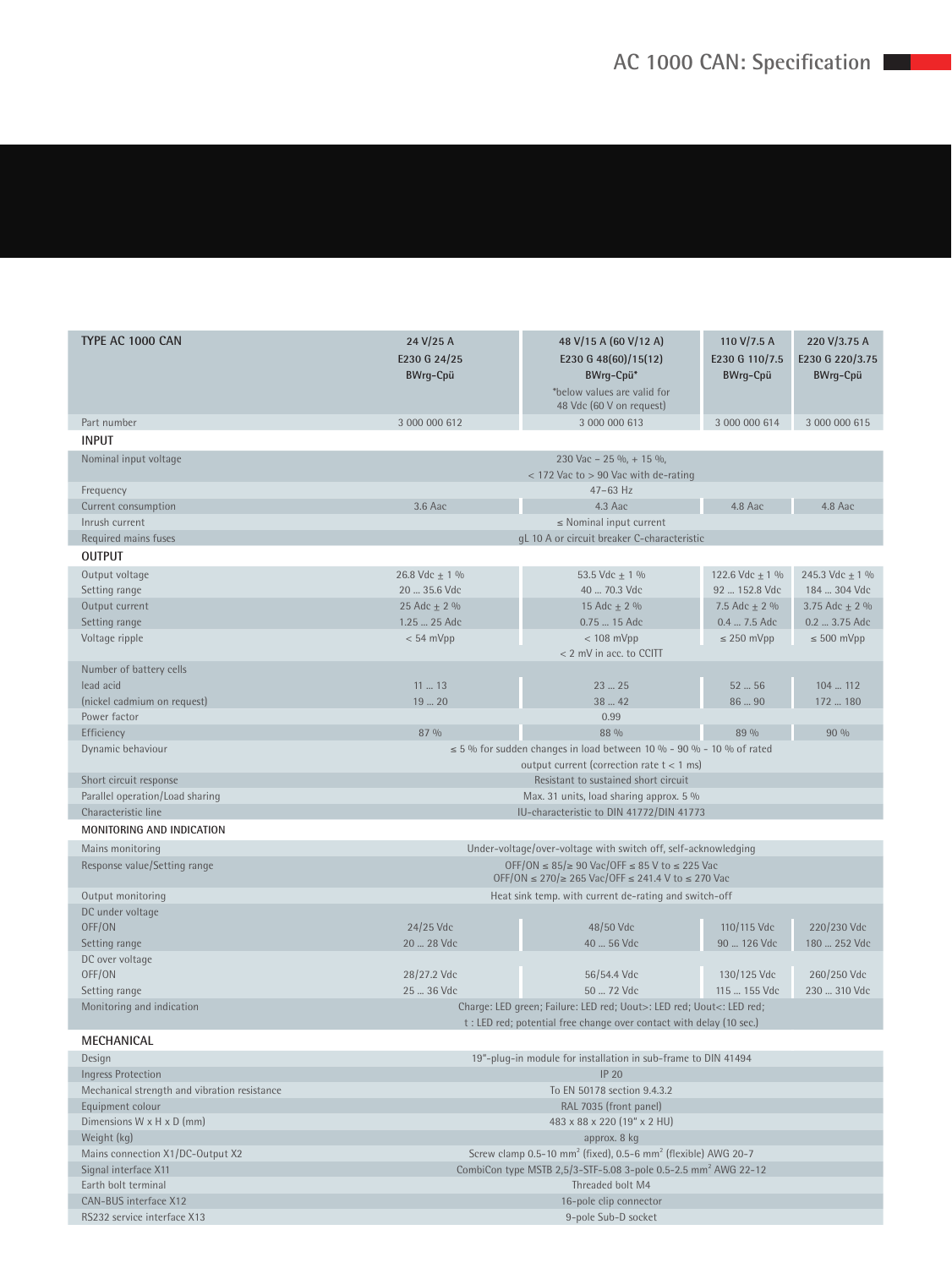# AC 1000 CAN: Specification

| TYPE AC 1000 CAN | 24 V/25 A<br>E230 G 24/25<br>BWrg-Cpü | 48 V/15 A (60 V/12 A)<br>E230 G 48(60)/15(12)<br>BWrg-Cpü*<br>*below values are valid for 48 Vdc (60 V on request) | 110 V/7.5 A<br>E230 G 110/7.5<br>BWrg-Cpü | 220 V/3.75 A<br>E230 G 220/3.75<br>BWrg-Cpü |
|---|---|---|---|---|
| Part number | 3 000 000 612 | 3 000 000 613 | 3 000 000 614 | 3 000 000 615 |
| **INPUT** | | | | |
| Nominal input voltage | 230 Vac – 25 %, + 15 %,<br>< 172 Vac to > 90 Vac with de-rating | | | |
| Frequency | 47–63 Hz | | | |
| Current consumption | 3.6 Aac | 4.3 Aac | 4.8 Aac | 4.8 Aac |
| Inrush current | ≤ Nominal input current | | | |
| Required mains fuses | gL 10 A or circuit breaker C-characteristic | | | |
| **OUTPUT** | | | | |
| Output voltage | 26.8 Vdc ± 1 % | 53.5 Vdc ± 1 % | 122.6 Vdc ± 1 % | 245.3 Vdc ± 1 % |
| Setting range | 20 ... 35.6 Vdc | 40 ... 70.3 Vdc | 92 ... 152.8 Vdc | 184 ... 304 Vdc |
| Output current | 25 Adc ± 2 % | 15 Adc ± 2 % | 7.5 Adc ± 2 % | 3.75 Adc ± 2 % |
| Setting range | 1.25 ... 25 Adc | 0.75 ... 15 Adc | 0.4 ... 7.5 Adc | 0.2 ... 3.75 Adc |
| Voltage ripple | < 54 mVpp | < 108 mVpp<br>< 2 mV in acc. to CCITT | ≤ 250 mVpp | ≤ 500 mVpp |
| Number of battery cells | | | | |
| lead acid | 11 ... 13 | 23 ... 25 | 52 ... 56 | 104 ... 112 |
| (nickel cadmium on request) | 19 ... 20 | 38 ... 42 | 86 ... 90 | 172 ... 180 |
| Power factor | 0.99 | | | |
| Efficiency | 87 % | 88 % | 89 % | 90 % |
| Dynamic behaviour | ≤ 5 % for sudden changes in load between 10 % - 90 % - 10 % of rated output current (correction rate t < 1 ms) | | | |
| Short circuit response | Resistant to sustained short circuit | | | |
| Parallel operation/Load sharing | Max. 31 units, load sharing approx. 5 % | | | |
| Characteristic line | IU-characteristic to DIN 41772/DIN 41773 | | | |
| **MONITORING AND INDICATION** | | | | |
| Mains monitoring | Under-voltage/over-voltage with switch off, self-acknowledging | | | |
| Response value/Setting range | OFF/ON ≤ 85/≥ 90 Vac/OFF ≤ 85 V to ≤ 225 Vac<br>OFF/ON ≤ 270/≥ 265 Vac/OFF ≤ 241.4 V to ≤ 270 Vac | | | |
| Output monitoring | Heat sink temp. with current de-rating and switch-off | | | |
| DC under voltage | | | | |
| OFF/ON | 24/25 Vdc | 48/50 Vdc | 110/115 Vdc | 220/230 Vdc |
| Setting range | 20 ... 28 Vdc | 40 ... 56 Vdc | 90 ... 126 Vdc | 180 ... 252 Vdc |
| DC over voltage | | | | |
| OFF/ON | 28/27.2 Vdc | 56/54.4 Vdc | 130/125 Vdc | 260/250 Vdc |
| Setting range | 25 ... 36 Vdc | 50 ... 72 Vdc | 115 ... 155 Vdc | 230 ... 310 Vdc |
| Monitoring and indication | Charge: LED green; Failure: LED red; Uout>: LED red; Uout<: LED red;<br>t : LED red; potential free change over contact with delay (10 sec.) | | | |
| **MECHANICAL** | | | | |
| Design | 19"-plug-in module for installation in sub-frame to DIN 41494 | | | |
| Ingress Protection | IP 20 | | | |
| Mechanical strength and vibration resistance | To EN 50178 section 9.4.3.2 | | | |
| Equipment colour | RAL 7035 (front panel) | | | |
| Dimensions W x H x D (mm) | 483 x 88 x 220 (19" x 2 HU) | | | |
| Weight (kg) | approx. 8 kg | | | |
| Mains connection X1/DC-Output X2 | Screw clamp 0.5-10 mm² (fixed), 0.5-6 mm² (flexible) AWG 20-7 | | | |
| Signal interface X11 | CombiCon type MSTB 2,5/3-STF-5.08 3-pole 0.5-2.5 mm² AWG 22-12 | | | |
| Earth bolt terminal | Threaded bolt M4 | | | |
| CAN-BUS interface X12 | 16-pole clip connector | | | |
| RS232 service interface X13 | 9-pole Sub-D socket | | | |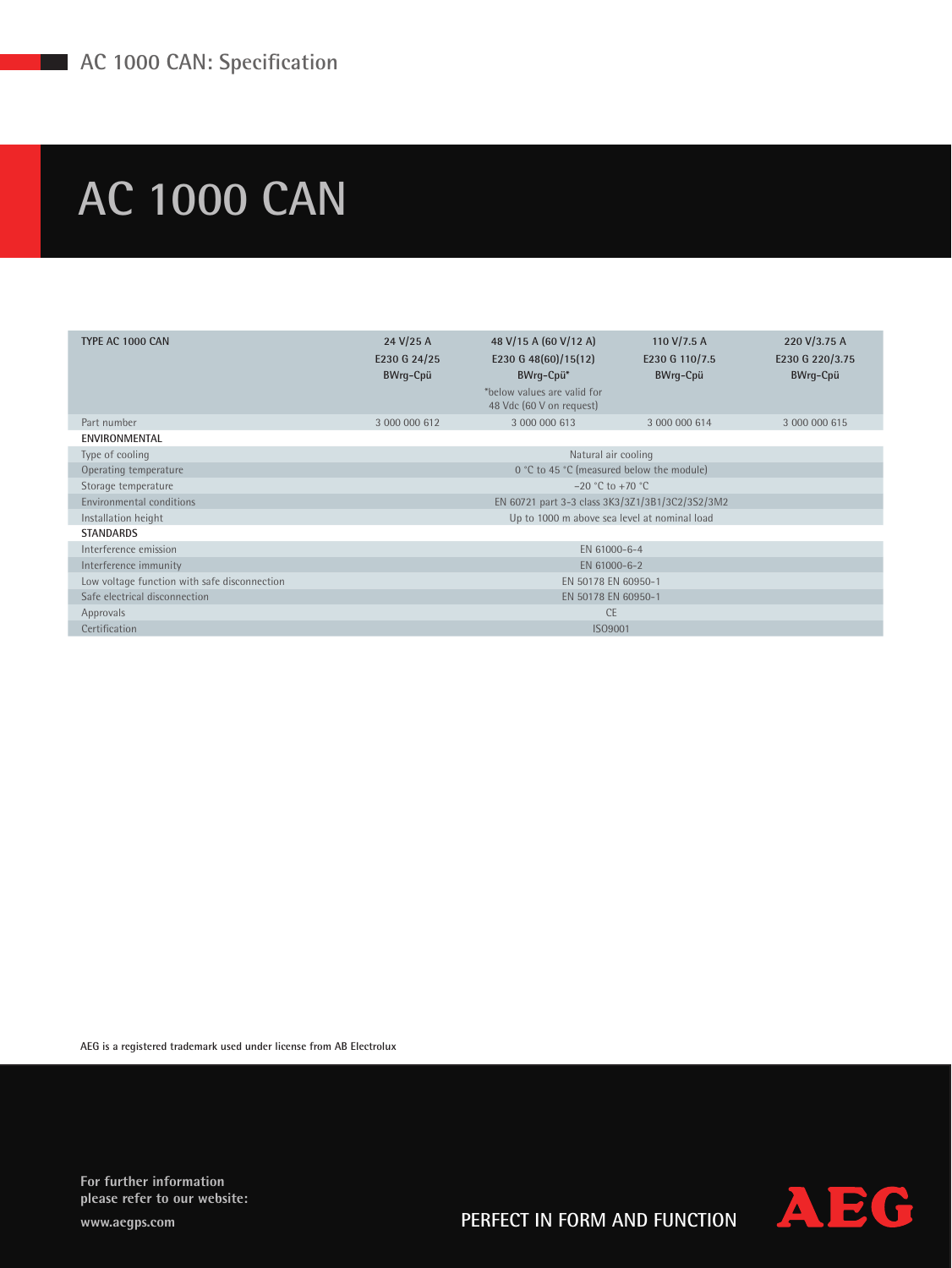# AC 1000 CAN

| TYPE AC 1000 CAN | 24 V/25 A<br>E230 G 24/25<br>BWrg-Cpü | 48 V/15 A (60 V/12 A)<br>E230 G 48(60)/15(12)<br>BWrg-Cpü*<br>*below values are valid for 48 Vdc (60 V on request) | 110 V/7.5 A<br>E230 G 110/7.5<br>BWrg-Cpü | 220 V/3.75 A<br>E230 G 220/3.75<br>BWrg-Cpü |
|---|---|---|---|---|
| Part number | 3 000 000 612 | 3 000 000 613 | 3 000 000 614 | 3 000 000 615 |
| **ENVIRONMENTAL** | | | | |
| Type of cooling | Natural air cooling | | | |
| Operating temperature | 0 °C to 45 °C (measured below the module) | | | |
| Storage temperature | –20 °C to +70 °C | | | |
| Environmental conditions | EN 60721 part 3-3 class 3K3/3Z1/3B1/3C2/3S2/3M2 | | | |
| Installation height | Up to 1000 m above sea level at nominal load | | | |
| **STANDARDS** | | | | |
| Interference emission | EN 61000-6-4 | | | |
| Interference immunity | EN 61000-6-2 | | | |
| Low voltage function with safe disconnection | EN 50178 EN 60950-1 | | | |
| Safe electrical disconnection | EN 50178 EN 60950-1 | | | |
| Approvals | CE | | | |
| Certification | ISO9001 | | | |

AEG is a registered trademark used under license from AB Electrolux

**For further information please refer to our website:**

**www.aegps.com**

PERFECT IN FORM AND FUNCTION

AEG